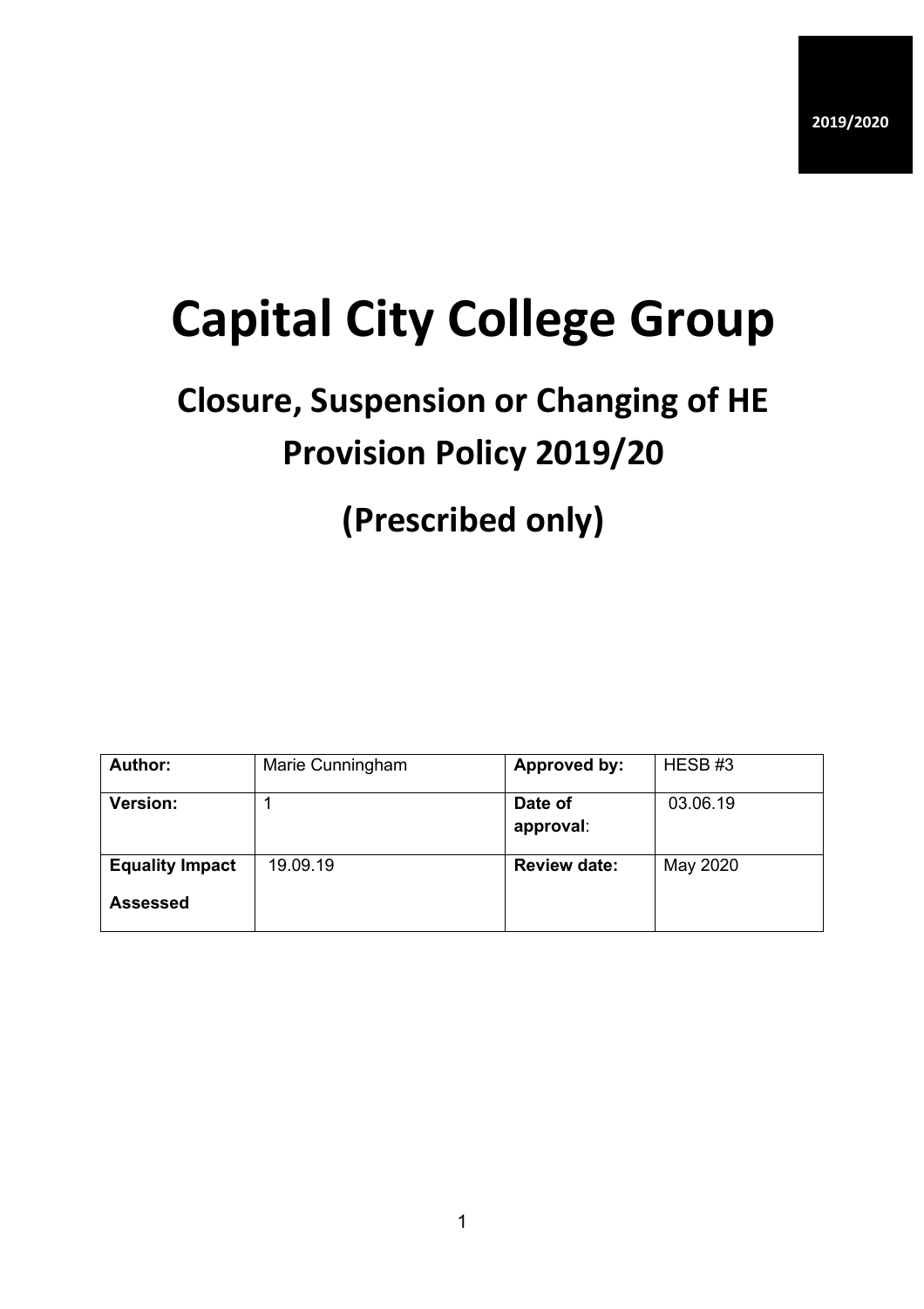2019/2020

# Capital City College Group

## Closure, Suspension or Changing of HE Provision Policy 2019/20

## (Prescribed only)

| **Author:** | Marie Cunningham | **Approved by:** | HESB #3 |
|---|---|---|---|
| **Version:** | 1 | **Date of approval**: | 03.06.19 |
| **Equality Impact Assessed** | 19.09.19 | **Review date:** | May 2020 |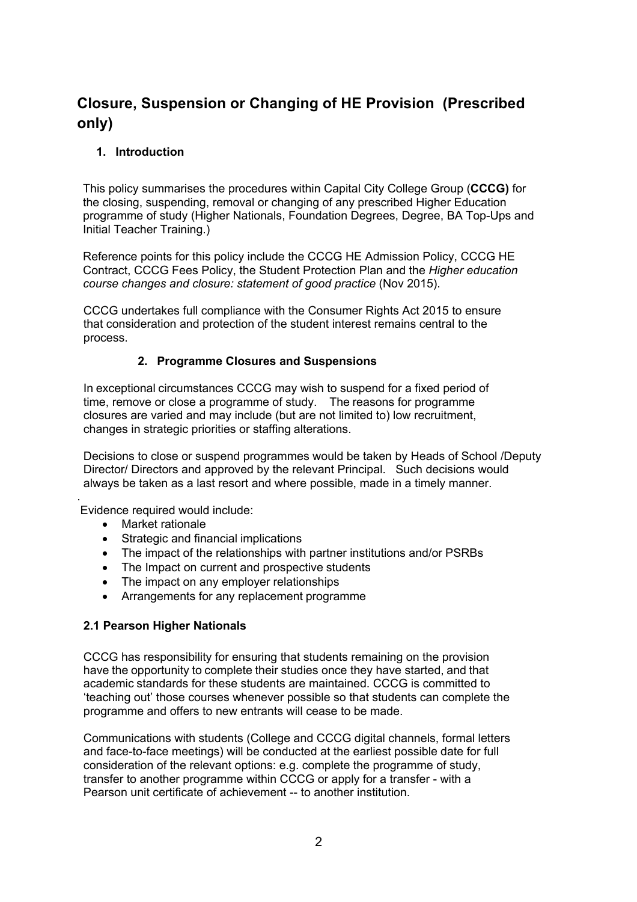# Closure, Suspension or Changing of HE Provision (Prescribed only)

## 1. Introduction

This policy summarises the procedures within Capital City College Group (**CCCG)** for the closing, suspending, removal or changing of any prescribed Higher Education programme of study (Higher Nationals, Foundation Degrees, Degree, BA Top-Ups and Initial Teacher Training.)

Reference points for this policy include the CCCG HE Admission Policy, CCCG HE Contract, CCCG Fees Policy, the Student Protection Plan and the *Higher education course changes and closure: statement of good practice* (Nov 2015).

CCCG undertakes full compliance with the Consumer Rights Act 2015 to ensure that consideration and protection of the student interest remains central to the process.

## 2. Programme Closures and Suspensions

In exceptional circumstances CCCG may wish to suspend for a fixed period of time, remove or close a programme of study. The reasons for programme closures are varied and may include (but are not limited to) low recruitment, changes in strategic priorities or staffing alterations.

Decisions to close or suspend programmes would be taken by Heads of School /Deputy Director/ Directors and approved by the relevant Principal. Such decisions would always be taken as a last resort and where possible, made in a timely manner.

Evidence required would include:

- Market rationale
- Strategic and financial implications
- The impact of the relationships with partner institutions and/or PSRBs
- The Impact on current and prospective students
- The impact on any employer relationships
- Arrangements for any replacement programme

### 2.1 Pearson Higher Nationals

CCCG has responsibility for ensuring that students remaining on the provision have the opportunity to complete their studies once they have started, and that academic standards for these students are maintained. CCCG is committed to 'teaching out' those courses whenever possible so that students can complete the programme and offers to new entrants will cease to be made.

Communications with students (College and CCCG digital channels, formal letters and face-to-face meetings) will be conducted at the earliest possible date for full consideration of the relevant options: e.g. complete the programme of study, transfer to another programme within CCCG or apply for a transfer - with a Pearson unit certificate of achievement -- to another institution.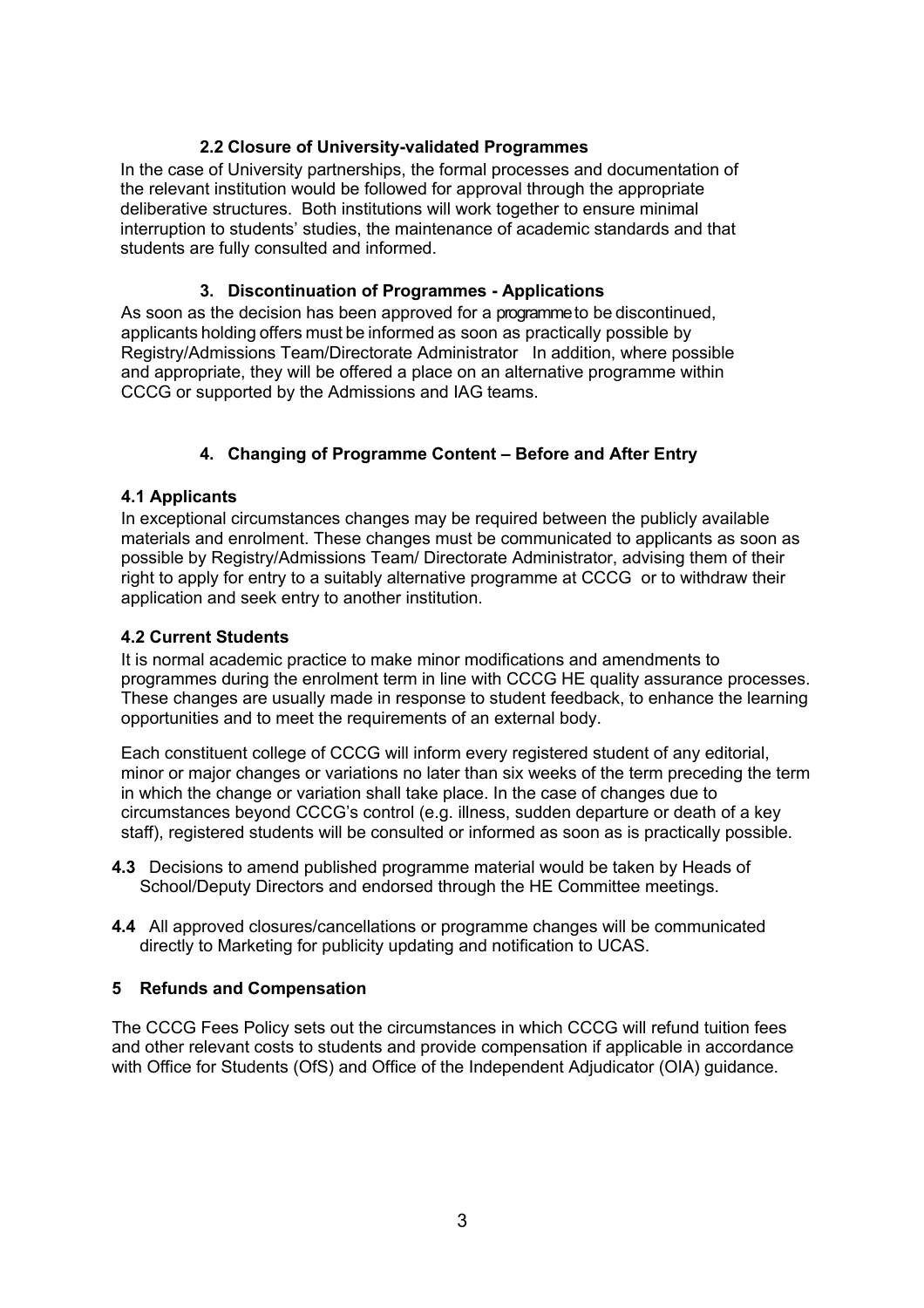### 2.2 Closure of University-validated Programmes

In the case of University partnerships, the formal processes and documentation of the relevant institution would be followed for approval through the appropriate deliberative structures. Both institutions will work together to ensure minimal interruption to students' studies, the maintenance of academic standards and that students are fully consulted and informed.

## 3. Discontinuation of Programmes - Applications

As soon as the decision has been approved for a programme to be discontinued, applicants holding offers must be informed as soon as practically possible by Registry/Admissions Team/Directorate Administrator In addition, where possible and appropriate, they will be offered a place on an alternative programme within CCCG or supported by the Admissions and IAG teams.

## 4. Changing of Programme Content – Before and After Entry

### 4.1 Applicants

In exceptional circumstances changes may be required between the publicly available materials and enrolment. These changes must be communicated to applicants as soon as possible by Registry/Admissions Team/ Directorate Administrator, advising them of their right to apply for entry to a suitably alternative programme at CCCG or to withdraw their application and seek entry to another institution.

### 4.2 Current Students

It is normal academic practice to make minor modifications and amendments to programmes during the enrolment term in line with CCCG HE quality assurance processes. These changes are usually made in response to student feedback, to enhance the learning opportunities and to meet the requirements of an external body.

Each constituent college of CCCG will inform every registered student of any editorial, minor or major changes or variations no later than six weeks of the term preceding the term in which the change or variation shall take place. In the case of changes due to circumstances beyond CCCG's control (e.g. illness, sudden departure or death of a key staff), registered students will be consulted or informed as soon as is practically possible.

**4.3** Decisions to amend published programme material would be taken by Heads of School/Deputy Directors and endorsed through the HE Committee meetings.

**4.4** All approved closures/cancellations or programme changes will be communicated directly to Marketing for publicity updating and notification to UCAS.

## 5 Refunds and Compensation

The CCCG Fees Policy sets out the circumstances in which CCCG will refund tuition fees and other relevant costs to students and provide compensation if applicable in accordance with Office for Students (OfS) and Office of the Independent Adjudicator (OIA) guidance.